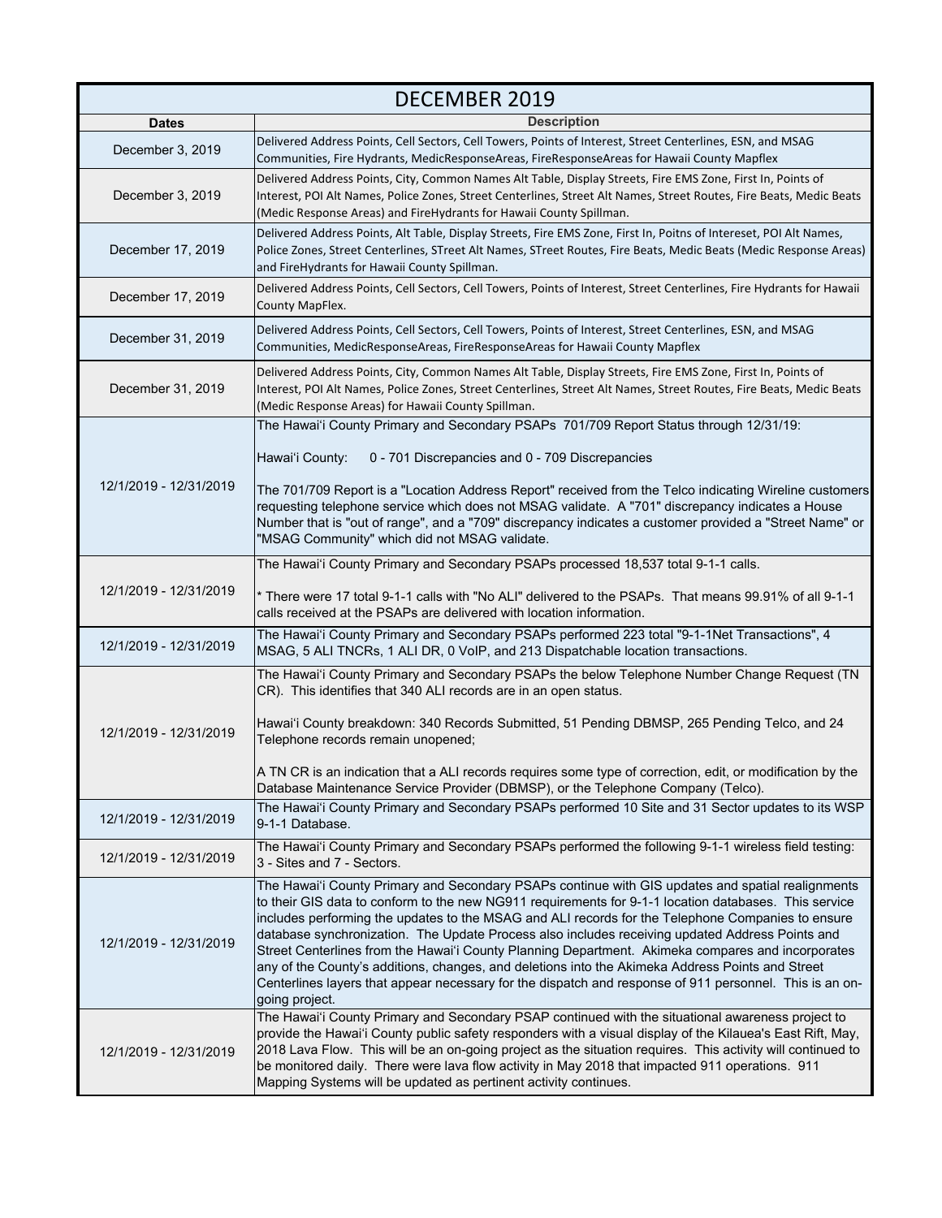| DECEMBER 2019 | |
|---|---|
| **Dates** | **Description** |
| December 3, 2019 | Delivered Address Points, Cell Sectors, Cell Towers, Points of Interest, Street Centerlines, ESN, and MSAG Communities, Fire Hydrants, MedicResponseAreas, FireResponseAreas for Hawaii County Mapflex |
| December 3, 2019 | Delivered Address Points, City, Common Names Alt Table, Display Streets, Fire EMS Zone, First In, Points of Interest, POI Alt Names, Police Zones, Street Centerlines, Street Alt Names, Street Routes, Fire Beats, Medic Beats (Medic Response Areas) and FireHydrants for Hawaii County Spillman. |
| December 17, 2019 | Delivered Address Points, Alt Table, Display Streets, Fire EMS Zone, First In, Poitns of Intereset, POI Alt Names, Police Zones, Street Centerlines, STreet Alt Names, STreet Routes, Fire Beats, Medic Beats (Medic Response Areas) and FireHydrants for Hawaii County Spillman. |
| December 17, 2019 | Delivered Address Points, Cell Sectors, Cell Towers, Points of Interest, Street Centerlines, Fire Hydrants for Hawaii County MapFlex. |
| December 31, 2019 | Delivered Address Points, Cell Sectors, Cell Towers, Points of Interest, Street Centerlines, ESN, and MSAG Communities, MedicResponseAreas, FireResponseAreas for Hawaii County Mapflex |
| December 31, 2019 | Delivered Address Points, City, Common Names Alt Table, Display Streets, Fire EMS Zone, First In, Points of Interest, POI Alt Names, Police Zones, Street Centerlines, Street Alt Names, Street Routes, Fire Beats, Medic Beats (Medic Response Areas) for Hawaii County Spillman. |
| 12/1/2019 - 12/31/2019 | The Hawai'i County Primary and Secondary PSAPs 701/709 Report Status through 12/31/19:<br><br>Hawai'i County: 0 - 701 Discrepancies and 0 - 709 Discrepancies<br><br>The 701/709 Report is a "Location Address Report" received from the Telco indicating Wireline customers requesting telephone service which does not MSAG validate. A "701" discrepancy indicates a House Number that is "out of range", and a "709" discrepancy indicates a customer provided a "Street Name" or "MSAG Community" which did not MSAG validate. |
| 12/1/2019 - 12/31/2019 | The Hawai'i County Primary and Secondary PSAPs processed 18,537 total 9-1-1 calls.<br><br>* There were 17 total 9-1-1 calls with "No ALI" delivered to the PSAPs. That means 99.91% of all 9-1-1 calls received at the PSAPs are delivered with location information. |
| 12/1/2019 - 12/31/2019 | The Hawai'i County Primary and Secondary PSAPs performed 223 total "9-1-1Net Transactions", 4 MSAG, 5 ALI TNCRs, 1 ALI DR, 0 VoIP, and 213 Dispatchable location transactions. |
| 12/1/2019 - 12/31/2019 | The Hawai'i County Primary and Secondary PSAPs the below Telephone Number Change Request (TN CR). This identifies that 340 ALI records are in an open status.<br><br>Hawai'i County breakdown: 340 Records Submitted, 51 Pending DBMSP, 265 Pending Telco, and 24 Telephone records remain unopened;<br><br>A TN CR is an indication that a ALI records requires some type of correction, edit, or modification by the Database Maintenance Service Provider (DBMSP), or the Telephone Company (Telco). |
| 12/1/2019 - 12/31/2019 | The Hawai'i County Primary and Secondary PSAPs performed 10 Site and 31 Sector updates to its WSP 9-1-1 Database. |
| 12/1/2019 - 12/31/2019 | The Hawai'i County Primary and Secondary PSAPs performed the following 9-1-1 wireless field testing: 3 - Sites and 7 - Sectors. |
| 12/1/2019 - 12/31/2019 | The Hawai'i County Primary and Secondary PSAPs continue with GIS updates and spatial realignments to their GIS data to conform to the new NG911 requirements for 9-1-1 location databases. This service includes performing the updates to the MSAG and ALI records for the Telephone Companies to ensure database synchronization. The Update Process also includes receiving updated Address Points and Street Centerlines from the Hawai'i County Planning Department. Akimeka compares and incorporates any of the County's additions, changes, and deletions into the Akimeka Address Points and Street Centerlines layers that appear necessary for the dispatch and response of 911 personnel. This is an on-going project. |
| 12/1/2019 - 12/31/2019 | The Hawai'i County Primary and Secondary PSAP continued with the situational awareness project to provide the Hawai'i County public safety responders with a visual display of the Kilauea's East Rift, May, 2018 Lava Flow. This will be an on-going project as the situation requires. This activity will continued to be monitored daily. There were lava flow activity in May 2018 that impacted 911 operations. 911 Mapping Systems will be updated as pertinent activity continues. |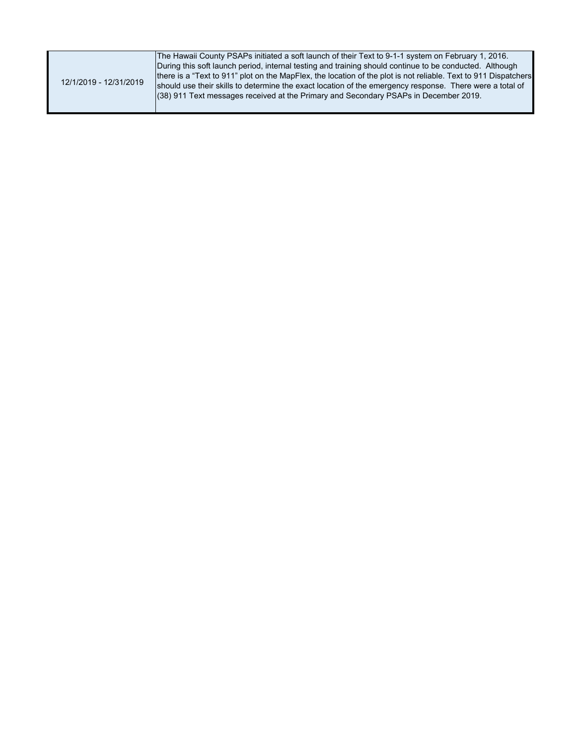| | |
|---|---|
| 12/1/2019 - 12/31/2019 | The Hawaii County PSAPs initiated a soft launch of their Text to 9-1-1 system on February 1, 2016. During this soft launch period, internal testing and training should continue to be conducted. Although there is a “Text to 911” plot on the MapFlex, the location of the plot is not reliable. Text to 911 Dispatchers should use their skills to determine the exact location of the emergency response. There were a total of (38) 911 Text messages received at the Primary and Secondary PSAPs in December 2019. |